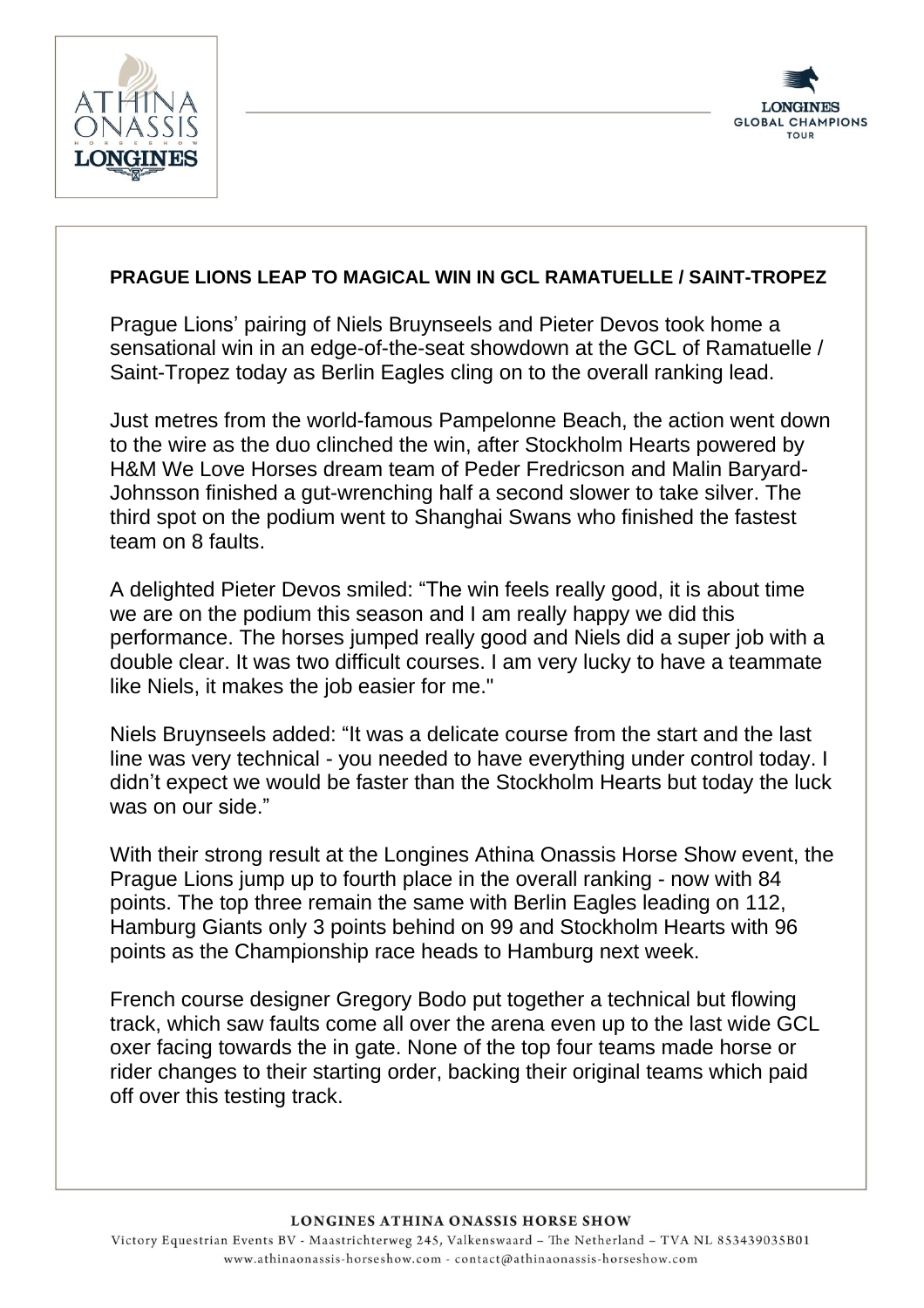**PRAGUE LIONS LEAP TO MAGICAL WIN IN GCL RAMATUELLE / SAINT-TROPEZ**

Prague Lions' pairing of Niels Bruynseels and Pieter Devos took home a sensational win in an edge-of-the-seat showdown at the GCL of Ramatuelle / Saint-Tropez today as Berlin Eagles cling on to the overall ranking lead.

Just metres from the world-famous Pampelonne Beach, the action went down to the wire as the duo clinched the win, after Stockholm Hearts powered by H&M We Love Horses dream team of Peder Fredricson and Malin Baryard-Johnsson finished a gut-wrenching half a second slower to take silver. The third spot on the podium went to Shanghai Swans who finished the fastest team on 8 faults.

A delighted Pieter Devos smiled: "The win feels really good, it is about time we are on the podium this season and I am really happy we did this performance. The horses jumped really good and Niels did a super job with a double clear. It was two difficult courses. I am very lucky to have a teammate like Niels, it makes the job easier for me."

Niels Bruynseels added: "It was a delicate course from the start and the last line was very technical - you needed to have everything under control today. I didn't expect we would be faster than the Stockholm Hearts but today the luck was on our side."

With their strong result at the Longines Athina Onassis Horse Show event, the Prague Lions jump up to fourth place in the overall ranking - now with 84 points. The top three remain the same with Berlin Eagles leading on 112, Hamburg Giants only 3 points behind on 99 and Stockholm Hearts with 96 points as the Championship race heads to Hamburg next week.

French course designer Gregory Bodo put together a technical but flowing track, which saw faults come all over the arena even up to the last wide GCL oxer facing towards the in gate. None of the top four teams made horse or rider changes to their starting order, backing their original teams which paid off over this testing track.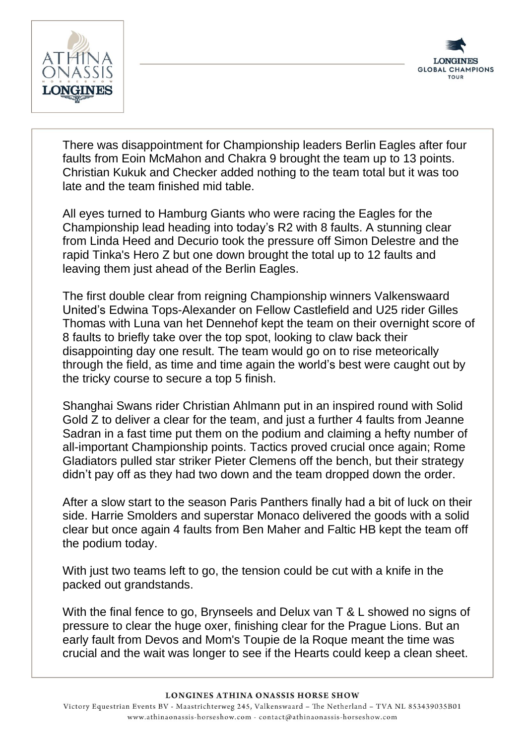There was disappointment for Championship leaders Berlin Eagles after four faults from Eoin McMahon and Chakra 9 brought the team up to 13 points. Christian Kukuk and Checker added nothing to the team total but it was too late and the team finished mid table.

All eyes turned to Hamburg Giants who were racing the Eagles for the Championship lead heading into today's R2 with 8 faults. A stunning clear from Linda Heed and Decurio took the pressure off Simon Delestre and the rapid Tinka's Hero Z but one down brought the total up to 12 faults and leaving them just ahead of the Berlin Eagles.

The first double clear from reigning Championship winners Valkenswaard United's Edwina Tops-Alexander on Fellow Castlefield and U25 rider Gilles Thomas with Luna van het Dennehof kept the team on their overnight score of 8 faults to briefly take over the top spot, looking to claw back their disappointing day one result. The team would go on to rise meteorically through the field, as time and time again the world's best were caught out by the tricky course to secure a top 5 finish.

Shanghai Swans rider Christian Ahlmann put in an inspired round with Solid Gold Z to deliver a clear for the team, and just a further 4 faults from Jeanne Sadran in a fast time put them on the podium and claiming a hefty number of all-important Championship points. Tactics proved crucial once again; Rome Gladiators pulled star striker Pieter Clemens off the bench, but their strategy didn't pay off as they had two down and the team dropped down the order.

After a slow start to the season Paris Panthers finally had a bit of luck on their side. Harrie Smolders and superstar Monaco delivered the goods with a solid clear but once again 4 faults from Ben Maher and Faltic HB kept the team off the podium today.

With just two teams left to go, the tension could be cut with a knife in the packed out grandstands.

With the final fence to go, Brynseels and Delux van T & L showed no signs of pressure to clear the huge oxer, finishing clear for the Prague Lions. But an early fault from Devos and Mom's Toupie de la Roque meant the time was crucial and the wait was longer to see if the Hearts could keep a clean sheet.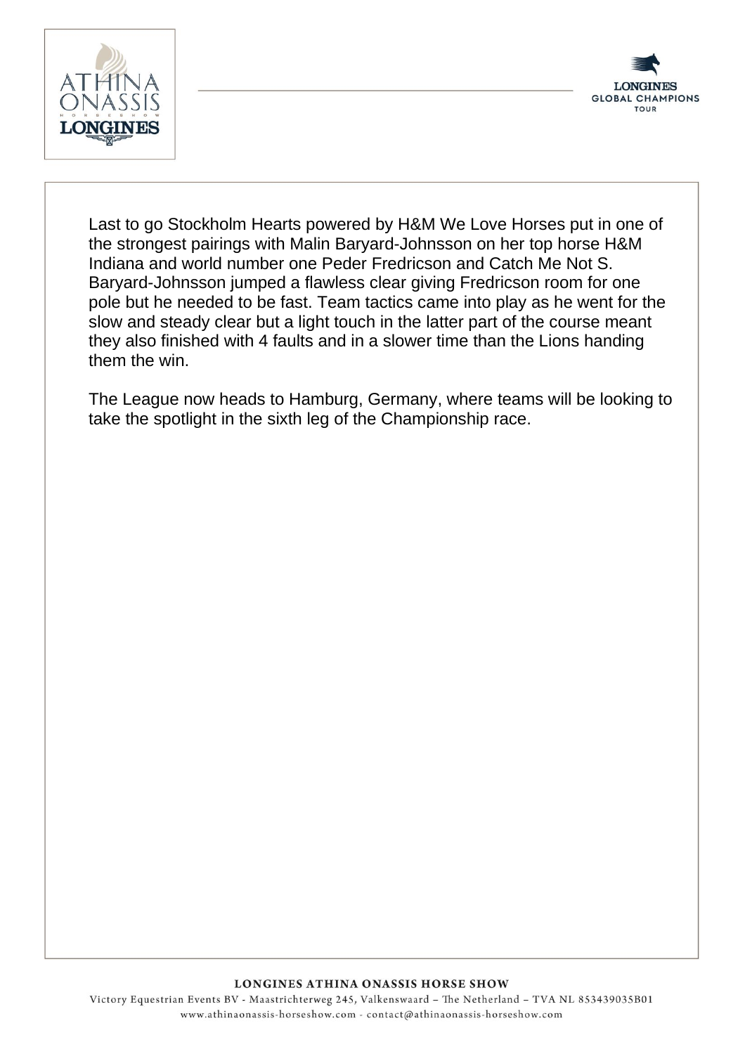Last to go Stockholm Hearts powered by H&M We Love Horses put in one of the strongest pairings with Malin Baryard-Johnsson on her top horse H&M Indiana and world number one Peder Fredricson and Catch Me Not S. Baryard-Johnsson jumped a flawless clear giving Fredricson room for one pole but he needed to be fast. Team tactics came into play as he went for the slow and steady clear but a light touch in the latter part of the course meant they also finished with 4 faults and in a slower time than the Lions handing them the win.

The League now heads to Hamburg, Germany, where teams will be looking to take the spotlight in the sixth leg of the Championship race.